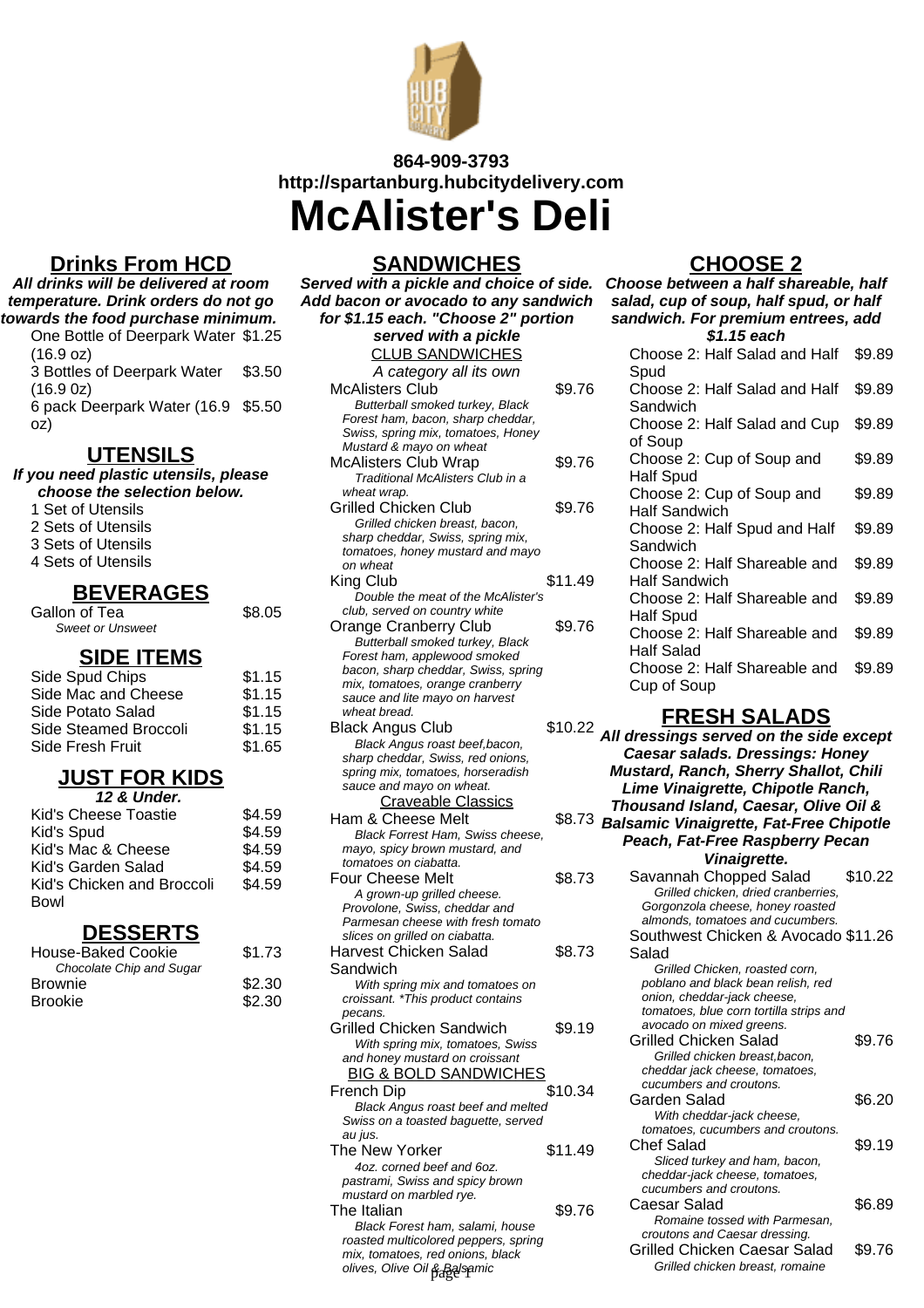864-909-3793
http://spartanburg.hubcitydelivery.com

# McAlister's Deli

## Drinks From HCD

**All drinks will be delivered at room temperature. Drink orders do not go towards the food purchase minimum.**

| Item | Price |
|---|---|
| One Bottle of Deerpark Water (16.9 oz) | $1.25 |
| 3 Bottles of Deerpark Water (16.9 0z) | $3.50 |
| 6 pack Deerpark Water (16.9 oz) | $5.50 |

## UTENSILS

**If you need plastic utensils, please choose the selection below.**

- 1 Set of Utensils
- 2 Sets of Utensils
- 3 Sets of Utensils
- 4 Sets of Utensils

## BEVERAGES

| Item | Price |
|---|---|
| Gallon of Tea<br>*Sweet or Unsweet* | $8.05 |

## SIDE ITEMS

| Item | Price |
|---|---|
| Side Spud Chips | $1.15 |
| Side Mac and Cheese | $1.15 |
| Side Potato Salad | $1.15 |
| Side Steamed Broccoli | $1.15 |
| Side Fresh Fruit | $1.65 |

## JUST FOR KIDS

**12 & Under.**

| Item | Price |
|---|---|
| Kid's Cheese Toastie | $4.59 |
| Kid's Spud | $4.59 |
| Kid's Mac & Cheese | $4.59 |
| Kid's Garden Salad | $4.59 |
| Kid's Chicken and Broccoli Bowl | $4.59 |

## DESSERTS

| Item | Price |
|---|---|
| House-Baked Cookie<br>*Chocolate Chip and Sugar* | $1.73 |
| Brownie | $2.30 |
| Brookie | $2.30 |

## SANDWICHES

**Served with a pickle and choice of side. Add bacon or avocado to any sandwich for $1.15 each. "Choose 2" portion served with a pickle**

### CLUB SANDWICHES

*A category all its own*

| Item | Price |
|---|---|
| McAlisters Club<br>*Butterball smoked turkey, Black Forest ham, bacon, sharp cheddar, Swiss, spring mix, tomatoes, Honey Mustard & mayo on wheat* | $9.76 |
| McAlisters Club Wrap<br>*Traditional McAlisters Club in a wheat wrap.* | $9.76 |
| Grilled Chicken Club<br>*Grilled chicken breast, bacon, sharp cheddar, Swiss, spring mix, tomatoes, honey mustard and mayo on wheat* | $9.76 |
| King Club<br>*Double the meat of the McAlister's club, served on country white* | $11.49 |
| Orange Cranberry Club<br>*Butterball smoked turkey, Black Forest ham, applewood smoked bacon, sharp cheddar, Swiss, spring mix, tomatoes, orange cranberry sauce and lite mayo on harvest wheat bread.* | $9.76 |
| Black Angus Club<br>*Black Angus roast beef,bacon, sharp cheddar, Swiss, red onions, spring mix, tomatoes, horseradish sauce and mayo on wheat.* | $10.22 |

### Craveable Classics

| Item | Price |
|---|---|
| Ham & Cheese Melt<br>*Black Forrest Ham, Swiss cheese, mayo, spicy brown mustard, and tomatoes on ciabatta.* | $8.73 |
| Four Cheese Melt<br>*A grown-up grilled cheese. Provolone, Swiss, cheddar and Parmesan cheese with fresh tomato slices on grilled on ciabatta.* | $8.73 |
| Harvest Chicken Salad Sandwich<br>*With spring mix and tomatoes on croissant. *This product contains pecans.* | $8.73 |
| Grilled Chicken Sandwich<br>*With spring mix, tomatoes, Swiss and honey mustard on croissant* | $9.19 |

### BIG & BOLD SANDWICHES

| Item | Price |
|---|---|
| French Dip<br>*Black Angus roast beef and melted Swiss on a toasted baguette, served au jus.* | $10.34 |
| The New Yorker<br>*4oz. corned beef and 6oz. pastrami, Swiss and spicy brown mustard on marbled rye.* | $11.49 |
| The Italian<br>*Black Forest ham, salami, house roasted multicolored peppers, spring mix, tomatoes, red onions, black olives, Olive Oil & Balsamic* | $9.76 |

## CHOOSE 2

**Choose between a half shareable, half salad, cup of soup, half spud, or half sandwich. For premium entrees, add $1.15 each**

| Item | Price |
|---|---|
| Choose 2: Half Salad and Half Spud | $9.89 |
| Choose 2: Half Salad and Half Sandwich | $9.89 |
| Choose 2: Half Salad and Cup of Soup | $9.89 |
| Choose 2: Cup of Soup and Half Spud | $9.89 |
| Choose 2: Cup of Soup and Half Sandwich | $9.89 |
| Choose 2: Half Spud and Half Sandwich | $9.89 |
| Choose 2: Half Shareable and Half Sandwich | $9.89 |
| Choose 2: Half Shareable and Half Spud | $9.89 |
| Choose 2: Half Shareable and Half Salad | $9.89 |
| Choose 2: Half Shareable and Cup of Soup | $9.89 |

## FRESH SALADS

**All dressings served on the side except Caesar salads. Dressings: Honey Mustard, Ranch, Sherry Shallot, Chili Lime Vinaigrette, Chipotle Ranch, Thousand Island, Caesar, Olive Oil & Balsamic Vinaigrette, Fat-Free Chipotle Peach, Fat-Free Raspberry Pecan Vinaigrette.**

| Item | Price |
|---|---|
| Savannah Chopped Salad<br>*Grilled chicken, dried cranberries, Gorgonzola cheese, honey roasted almonds, tomatoes and cucumbers.* | $10.22 |
| Southwest Chicken & Avocado Salad<br>*Grilled Chicken, roasted corn, poblano and black bean relish, red onion, cheddar-jack cheese, tomatoes, blue corn tortilla strips and avocado on mixed greens.* | $11.26 |
| Grilled Chicken Salad<br>*Grilled chicken breast,bacon, cheddar jack cheese, tomatoes, cucumbers and croutons.* | $9.76 |
| Garden Salad<br>*With cheddar-jack cheese, tomatoes, cucumbers and croutons.* | $6.20 |
| Chef Salad<br>*Sliced turkey and ham, bacon, cheddar-jack cheese, tomatoes, cucumbers and croutons.* | $9.19 |
| Caesar Salad<br>*Romaine tossed with Parmesan, croutons and Caesar dressing.* | $6.89 |
| Grilled Chicken Caesar Salad<br>*Grilled chicken breast, romaine* | $9.76 |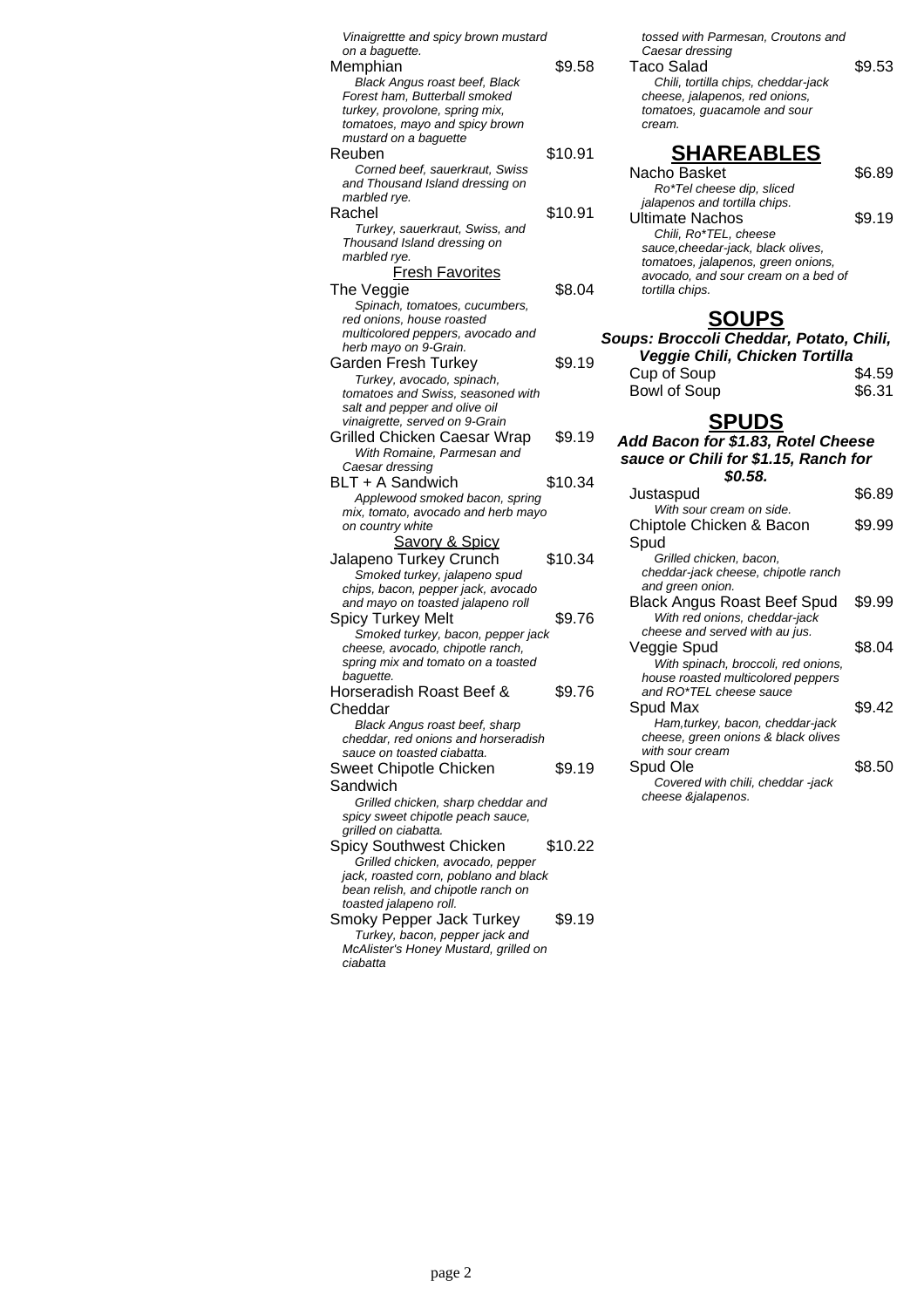*Vinaigrettte and spicy brown mustard on a baguette.*

Memphian $9.58
*Black Angus roast beef, Black Forest ham, Butterball smoked turkey, provolone, spring mix, tomatoes, mayo and spicy brown mustard on a baguette*

Reuben $10.91
*Corned beef, sauerkraut, Swiss and Thousand Island dressing on marbled rye.*

Rachel $10.91
*Turkey, sauerkraut, Swiss, and Thousand Island dressing on marbled rye.*

### Fresh Favorites

The Veggie $8.04
*Spinach, tomatoes, cucumbers, red onions, house roasted multicolored peppers, avocado and herb mayo on 9-Grain.*

Garden Fresh Turkey $9.19
*Turkey, avocado, spinach, tomatoes and Swiss, seasoned with salt and pepper and olive oil vinaigrette, served on 9-Grain*

Grilled Chicken Caesar Wrap $9.19
*With Romaine, Parmesan and Caesar dressing*

BLT + A Sandwich $10.34
*Applewood smoked bacon, spring mix, tomato, avocado and herb mayo on country white*

### Savory & Spicy

Jalapeno Turkey Crunch $10.34
*Smoked turkey, jalapeno spud chips, bacon, pepper jack, avocado and mayo on toasted jalapeno roll*

Spicy Turkey Melt $9.76
*Smoked turkey, bacon, pepper jack cheese, avocado, chipotle ranch, spring mix and tomato on a toasted baguette.*

Horseradish Roast Beef & Cheddar $9.76
*Black Angus roast beef, sharp cheddar, red onions and horseradish sauce on toasted ciabatta.*

Sweet Chipotle Chicken Sandwich $9.19
*Grilled chicken, sharp cheddar and spicy sweet chipotle peach sauce, grilled on ciabatta.*

Spicy Southwest Chicken $10.22
*Grilled chicken, avocado, pepper jack, roasted corn, poblano and black bean relish, and chipotle ranch on toasted jalapeno roll.*

Smoky Pepper Jack Turkey $9.19
*Turkey, bacon, pepper jack and McAlister's Honey Mustard, grilled on ciabatta*

*tossed with Parmesan, Croutons and Caesar dressing*

Taco Salad $9.53
*Chili, tortilla chips, cheddar-jack cheese, jalapenos, red onions, tomatoes, guacamole and sour cream.*

## SHAREABLES

Nacho Basket $6.89
*Ro*Tel cheese dip, sliced jalapenos and tortilla chips.*

Ultimate Nachos $9.19
*Chili, Ro*TEL, cheese sauce,cheedar-jack, black olives, tomatoes, jalapenos, green onions, avocado, and sour cream on a bed of tortilla chips.*

## SOUPS

***Soups: Broccoli Cheddar, Potato, Chili, Veggie Chili, Chicken Tortilla***

Cup of Soup $4.59

Bowl of Soup $6.31

## SPUDS

***Add Bacon for $1.83, Rotel Cheese sauce or Chili for $1.15, Ranch for $0.58.***

Justaspud $6.89
*With sour cream on side.*

Chiptole Chicken & Bacon Spud $9.99
*Grilled chicken, bacon, cheddar-jack cheese, chipotle ranch and green onion.*

Black Angus Roast Beef Spud $9.99
*With red onions, cheddar-jack cheese and served with au jus.*

Veggie Spud $8.04
*With spinach, broccoli, red onions, house roasted multicolored peppers and RO*TEL cheese sauce*

Spud Max $9.42
*Ham,turkey, bacon, cheddar-jack cheese, green onions & black olives with sour cream*

Spud Ole $8.50
*Covered with chili, cheddar -jack cheese &jalapenos.*